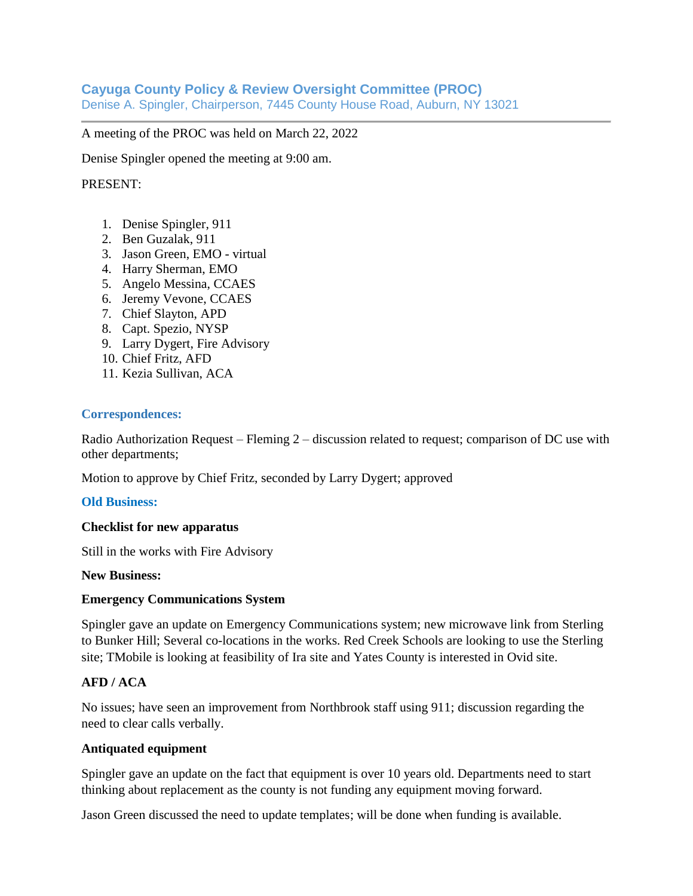# Cayuga County Policy & Review Oversight Committee (PROC)

Denise A. Spingler, Chairperson, 7445 County House Road, Auburn, NY 13021

---

A meeting of the PROC was held on March 22, 2022

Denise Spingler opened the meeting at 9:00 am.

PRESENT:

1. Denise Spingler, 911
2. Ben Guzalak, 911
3. Jason Green, EMO - virtual
4. Harry Sherman, EMO
5. Angelo Messina, CCAES
6. Jeremy Vevone, CCAES
7. Chief Slayton, APD
8. Capt. Spezio, NYSP
9. Larry Dygert, Fire Advisory
10. Chief Fritz, AFD
11. Kezia Sullivan, ACA

## Correspondences:

Radio Authorization Request – Fleming 2 – discussion related to request; comparison of DC use with other departments;

Motion to approve by Chief Fritz, seconded by Larry Dygert; approved

## Old Business:

**Checklist for new apparatus**

Still in the works with Fire Advisory

**New Business:**

**Emergency Communications System**

Spingler gave an update on Emergency Communications system; new microwave link from Sterling to Bunker Hill; Several co-locations in the works. Red Creek Schools are looking to use the Sterling site; TMobile is looking at feasibility of Ira site and Yates County is interested in Ovid site.

**AFD / ACA**

No issues; have seen an improvement from Northbrook staff using 911; discussion regarding the need to clear calls verbally.

**Antiquated equipment**

Spingler gave an update on the fact that equipment is over 10 years old. Departments need to start thinking about replacement as the county is not funding any equipment moving forward.

Jason Green discussed the need to update templates; will be done when funding is available.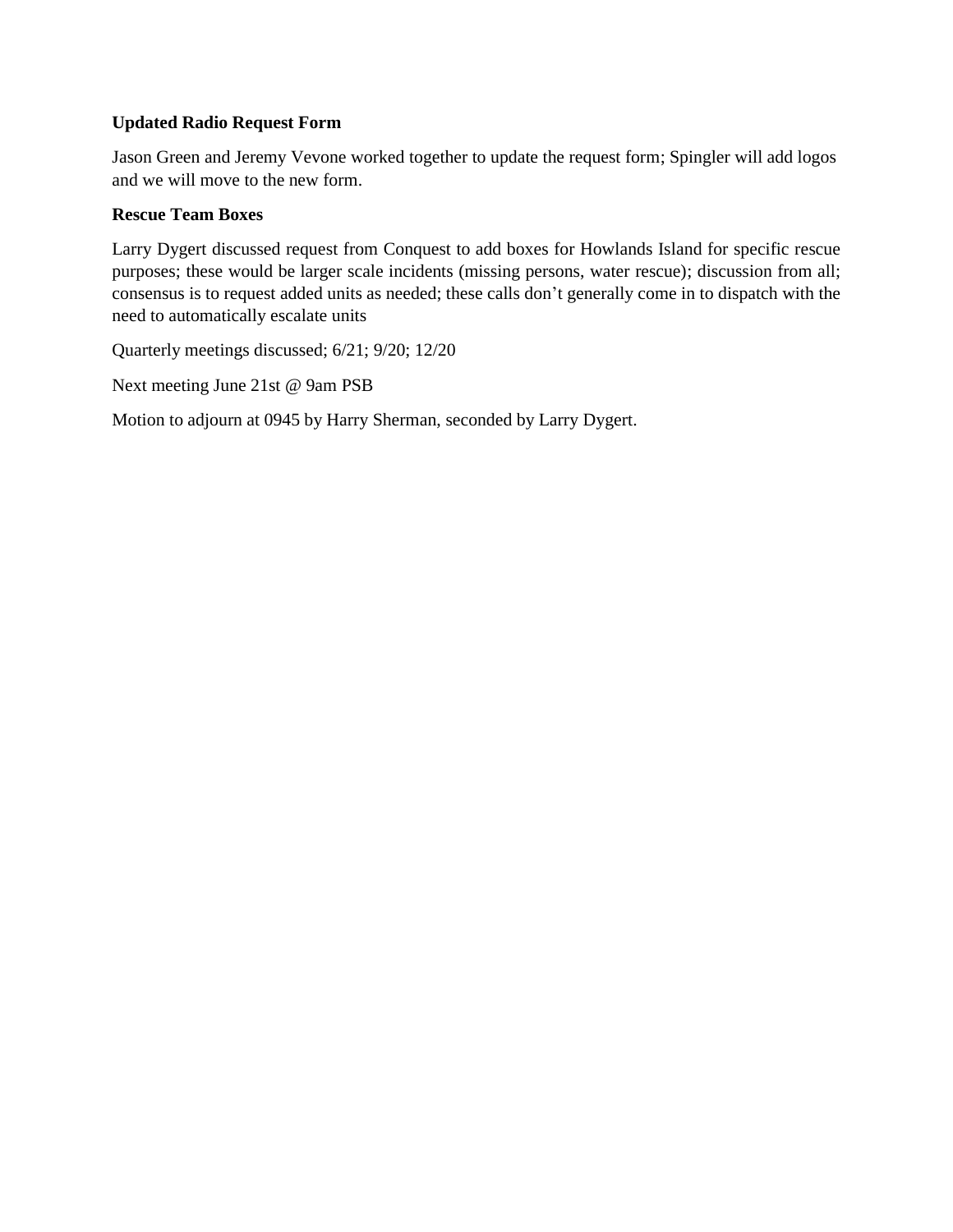**Updated Radio Request Form**

Jason Green and Jeremy Vevone worked together to update the request form; Spingler will add logos and we will move to the new form.

**Rescue Team Boxes**

Larry Dygert discussed request from Conquest to add boxes for Howlands Island for specific rescue purposes; these would be larger scale incidents (missing persons, water rescue); discussion from all; consensus is to request added units as needed; these calls don't generally come in to dispatch with the need to automatically escalate units

Quarterly meetings discussed; 6/21; 9/20; 12/20

Next meeting June 21st @ 9am PSB

Motion to adjourn at 0945 by Harry Sherman, seconded by Larry Dygert.